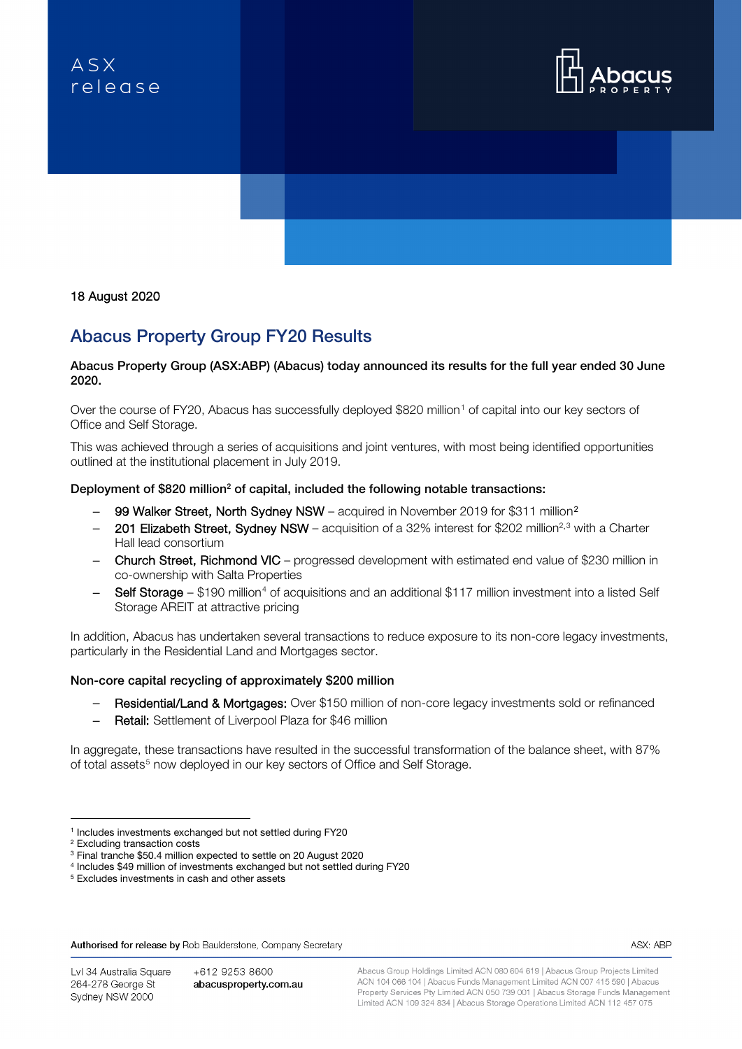ASX release

18 August 2020

# Abacus Property Group FY20 Results

**Abacus Property Group (ASX:ABP) (Abacus) today announced its results for the full year ended 30 June 2020.**

Over the course of FY20, Abacus has successfully deployed $820 million[1] of capital into our key sectors of Office and Self Storage.

This was achieved through a series of acquisitions and joint ventures, with most being identified opportunities outlined at the institutional placement in July 2019.

**Deployment of $820 million[2] of capital, included the following notable transactions:**

- 99 Walker Street, North Sydney NSW – acquired in November 2019 for $311 million[2]
- 201 Elizabeth Street, Sydney NSW – acquisition of a 32% interest for $202 million[2,3] with a Charter Hall lead consortium
- Church Street, Richmond VIC – progressed development with estimated end value of $230 million in co-ownership with Salta Properties
- Self Storage – $190 million[4] of acquisitions and an additional $117 million investment into a listed Self Storage AREIT at attractive pricing

In addition, Abacus has undertaken several transactions to reduce exposure to its non-core legacy investments, particularly in the Residential Land and Mortgages sector.

**Non-core capital recycling of approximately $200 million**

- Residential/Land & Mortgages: Over $150 million of non-core legacy investments sold or refinanced
- Retail: Settlement of Liverpool Plaza for $46 million

In aggregate, these transactions have resulted in the successful transformation of the balance sheet, with 87% of total assets[5] now deployed in our key sectors of Office and Self Storage.

[1] Includes investments exchanged but not settled during FY20
[2] Excluding transaction costs
[3] Final tranche $50.4 million expected to settle on 20 August 2020
[4] Includes $49 million of investments exchanged but not settled during FY20
[5] Excludes investments in cash and other assets

**Authorised for release by** Rob Baulderstone, Company Secretary

ASX: ABP

Lvl 34 Australia Square
264-278 George St
Sydney NSW 2000

+612 9253 8600
abacusproperty.com.au

Abacus Group Holdings Limited ACN 080 604 619 | Abacus Group Projects Limited ACN 104 066 104 | Abacus Funds Management Limited ACN 007 415 590 | Abacus Property Services Pty Limited ACN 050 739 001 | Abacus Storage Funds Management Limited ACN 109 324 834 | Abacus Storage Operations Limited ACN 112 457 075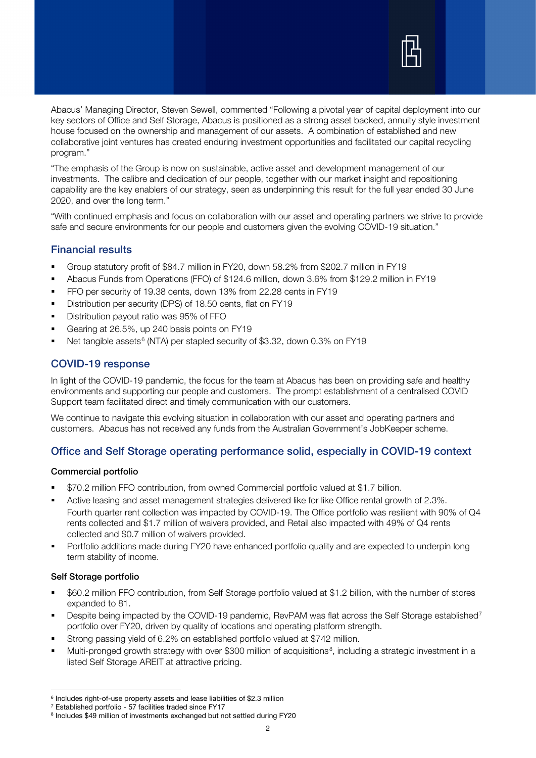Abacus' Managing Director, Steven Sewell, commented "Following a pivotal year of capital deployment into our key sectors of Office and Self Storage, Abacus is positioned as a strong asset backed, annuity style investment house focused on the ownership and management of our assets. A combination of established and new collaborative joint ventures has created enduring investment opportunities and facilitated our capital recycling program."

"The emphasis of the Group is now on sustainable, active asset and development management of our investments. The calibre and dedication of our people, together with our market insight and repositioning capability are the key enablers of our strategy, seen as underpinning this result for the full year ended 30 June 2020, and over the long term."

"With continued emphasis and focus on collaboration with our asset and operating partners we strive to provide safe and secure environments for our people and customers given the evolving COVID-19 situation."

## Financial results

- Group statutory profit of $84.7 million in FY20, down 58.2% from $202.7 million in FY19
- Abacus Funds from Operations (FFO) of $124.6 million, down 3.6% from $129.2 million in FY19
- FFO per security of 19.38 cents, down 13% from 22.28 cents in FY19
- Distribution per security (DPS) of 18.50 cents, flat on FY19
- Distribution payout ratio was 95% of FFO
- Gearing at 26.5%, up 240 basis points on FY19
- Net tangible assets[6] (NTA) per stapled security of $3.32, down 0.3% on FY19

## COVID-19 response

In light of the COVID-19 pandemic, the focus for the team at Abacus has been on providing safe and healthy environments and supporting our people and customers. The prompt establishment of a centralised COVID Support team facilitated direct and timely communication with our customers.

We continue to navigate this evolving situation in collaboration with our asset and operating partners and customers. Abacus has not received any funds from the Australian Government's JobKeeper scheme.

## Office and Self Storage operating performance solid, especially in COVID-19 context

### Commercial portfolio

- $70.2 million FFO contribution, from owned Commercial portfolio valued at $1.7 billion.
- Active leasing and asset management strategies delivered like for like Office rental growth of 2.3%. Fourth quarter rent collection was impacted by COVID-19. The Office portfolio was resilient with 90% of Q4 rents collected and $1.7 million of waivers provided, and Retail also impacted with 49% of Q4 rents collected and $0.7 million of waivers provided.
- Portfolio additions made during FY20 have enhanced portfolio quality and are expected to underpin long term stability of income.

### Self Storage portfolio

- $60.2 million FFO contribution, from Self Storage portfolio valued at $1.2 billion, with the number of stores expanded to 81.
- Despite being impacted by the COVID-19 pandemic, RevPAM was flat across the Self Storage established[7] portfolio over FY20, driven by quality of locations and operating platform strength.
- Strong passing yield of 6.2% on established portfolio valued at $742 million.
- Multi-pronged growth strategy with over $300 million of acquisitions[8], including a strategic investment in a listed Self Storage AREIT at attractive pricing.

---

[6] Includes right-of-use property assets and lease liabilities of $2.3 million
[7] Established portfolio - 57 facilities traded since FY17
[8] Includes $49 million of investments exchanged but not settled during FY20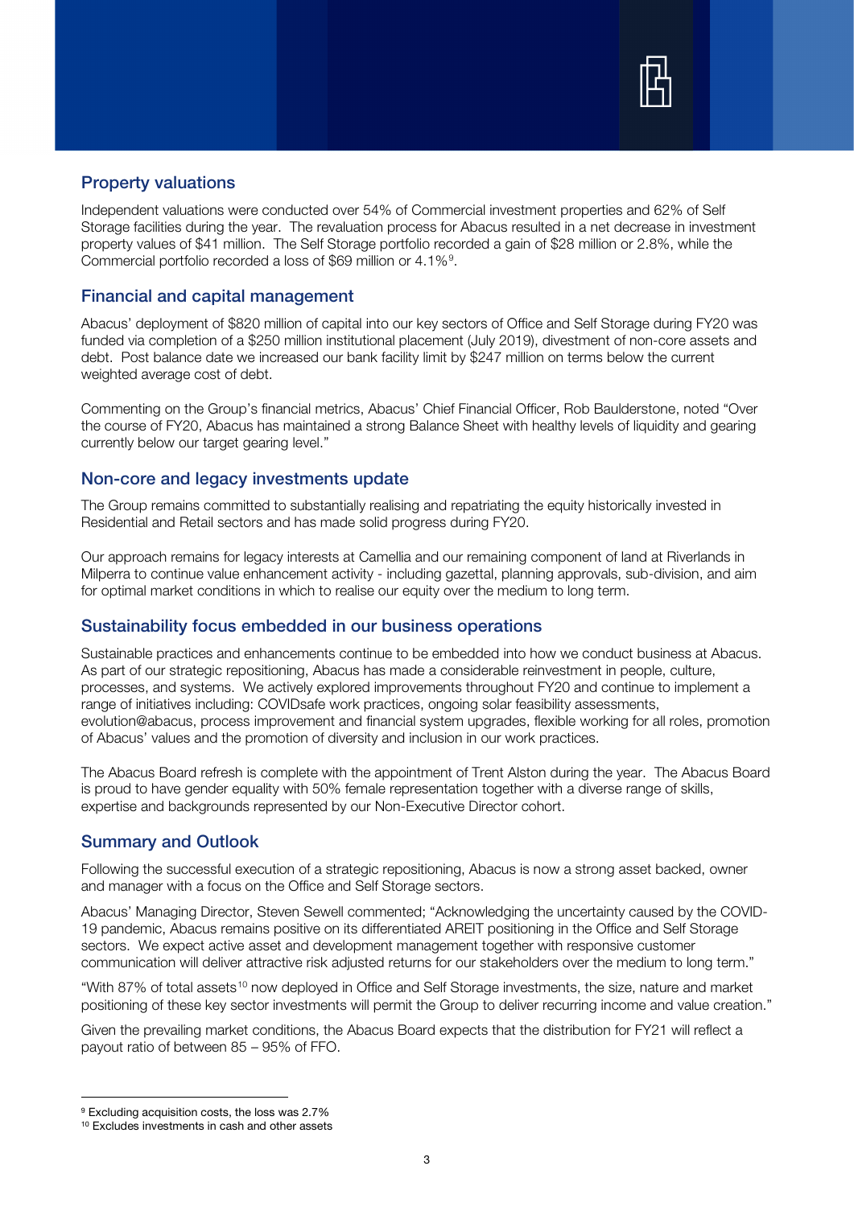## Property valuations

Independent valuations were conducted over 54% of Commercial investment properties and 62% of Self Storage facilities during the year. The revaluation process for Abacus resulted in a net decrease in investment property values of $41 million. The Self Storage portfolio recorded a gain of $28 million or 2.8%, while the Commercial portfolio recorded a loss of $69 million or 4.1%[9].

## Financial and capital management

Abacus' deployment of $820 million of capital into our key sectors of Office and Self Storage during FY20 was funded via completion of a $250 million institutional placement (July 2019), divestment of non-core assets and debt. Post balance date we increased our bank facility limit by $247 million on terms below the current weighted average cost of debt.

Commenting on the Group's financial metrics, Abacus' Chief Financial Officer, Rob Baulderstone, noted "Over the course of FY20, Abacus has maintained a strong Balance Sheet with healthy levels of liquidity and gearing currently below our target gearing level."

## Non-core and legacy investments update

The Group remains committed to substantially realising and repatriating the equity historically invested in Residential and Retail sectors and has made solid progress during FY20.

Our approach remains for legacy interests at Camellia and our remaining component of land at Riverlands in Milperra to continue value enhancement activity - including gazettal, planning approvals, sub-division, and aim for optimal market conditions in which to realise our equity over the medium to long term.

## Sustainability focus embedded in our business operations

Sustainable practices and enhancements continue to be embedded into how we conduct business at Abacus. As part of our strategic repositioning, Abacus has made a considerable reinvestment in people, culture, processes, and systems. We actively explored improvements throughout FY20 and continue to implement a range of initiatives including: COVIDsafe work practices, ongoing solar feasibility assessments, evolution@abacus, process improvement and financial system upgrades, flexible working for all roles, promotion of Abacus' values and the promotion of diversity and inclusion in our work practices.

The Abacus Board refresh is complete with the appointment of Trent Alston during the year. The Abacus Board is proud to have gender equality with 50% female representation together with a diverse range of skills, expertise and backgrounds represented by our Non-Executive Director cohort.

## Summary and Outlook

Following the successful execution of a strategic repositioning, Abacus is now a strong asset backed, owner and manager with a focus on the Office and Self Storage sectors.

Abacus' Managing Director, Steven Sewell commented; "Acknowledging the uncertainty caused by the COVID-19 pandemic, Abacus remains positive on its differentiated AREIT positioning in the Office and Self Storage sectors. We expect active asset and development management together with responsive customer communication will deliver attractive risk adjusted returns for our stakeholders over the medium to long term."

"With 87% of total assets[10] now deployed in Office and Self Storage investments, the size, nature and market positioning of these key sector investments will permit the Group to deliver recurring income and value creation."

Given the prevailing market conditions, the Abacus Board expects that the distribution for FY21 will reflect a payout ratio of between 85 – 95% of FFO.

---

[9] Excluding acquisition costs, the loss was 2.7%

[10] Excludes investments in cash and other assets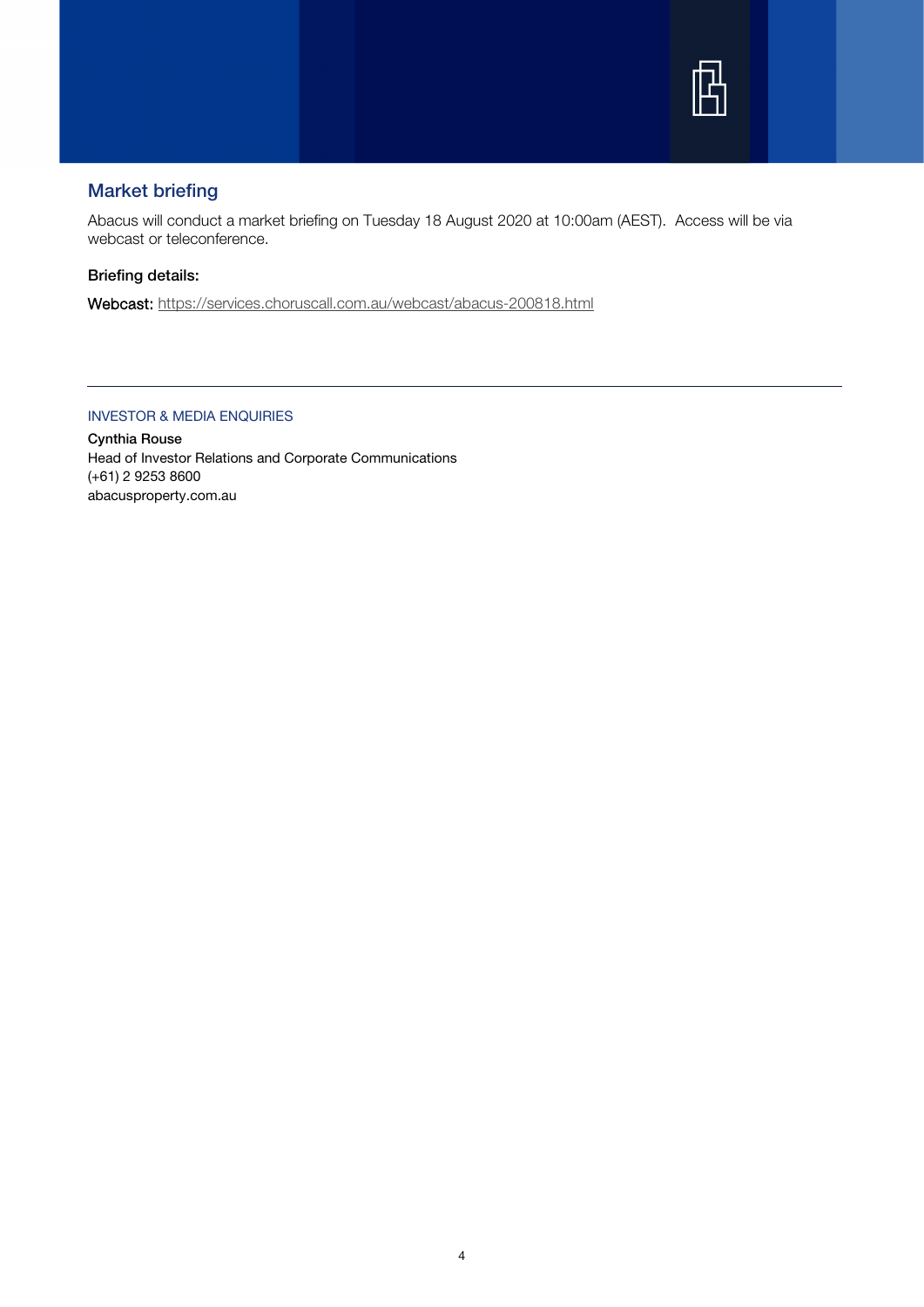## Market briefing

Abacus will conduct a market briefing on Tuesday 18 August 2020 at 10:00am (AEST). Access will be via webcast or teleconference.

**Briefing details:**

**Webcast:** https://services.choruscall.com.au/webcast/abacus-200818.html

---

INVESTOR & MEDIA ENQUIRIES

**Cynthia Rouse**
Head of Investor Relations and Corporate Communications
(+61) 2 9253 8600
abacusproperty.com.au